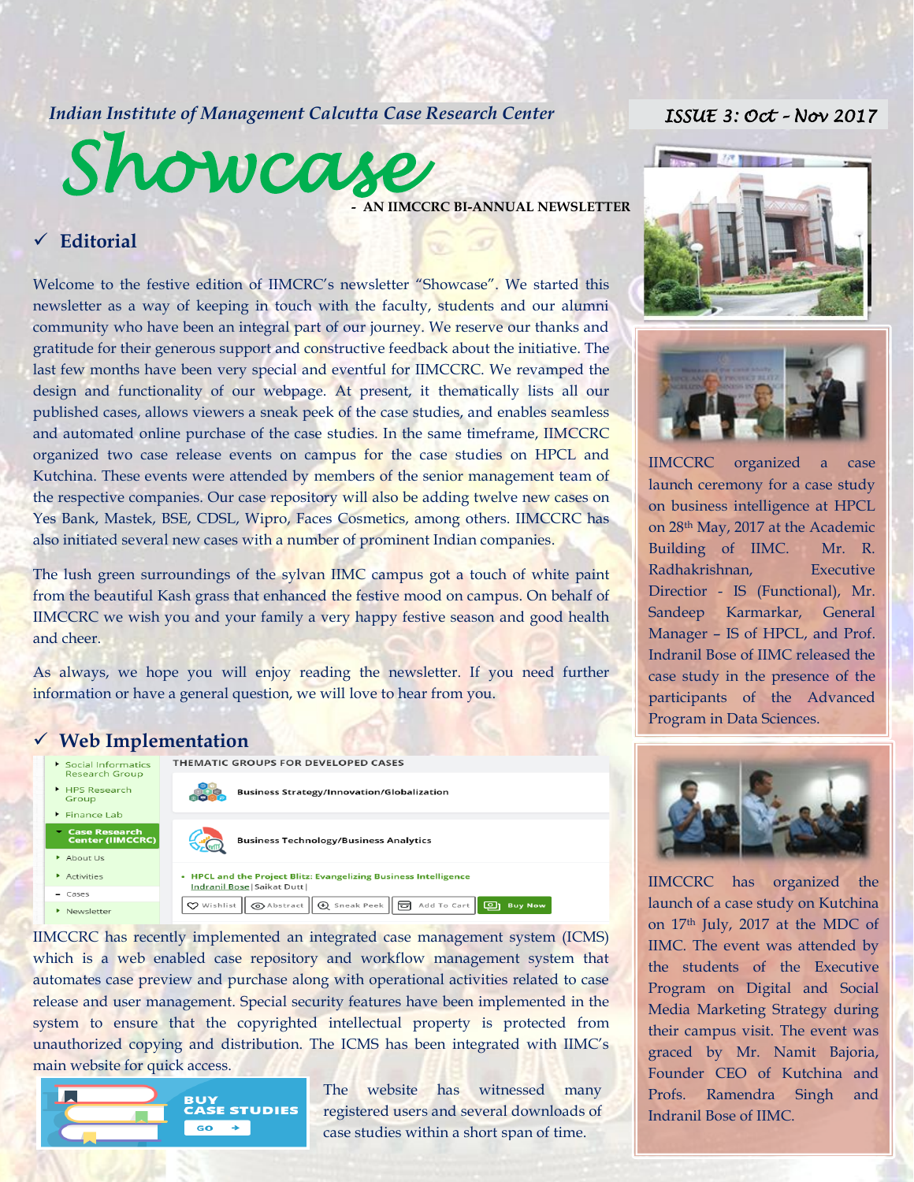*Indian Institute of Management Calcutta Case Research Center*

ISSUE 3: Oct - Nov 2017

# Showcase

**- AN IIMCCRC BI-ANNUAL NEWSLETTER**

## ✓ Editorial

Welcome to the festive edition of IIMCRC's newsletter "Showcase". We started this newsletter as a way of keeping in touch with the faculty, students and our alumni community who have been an integral part of our journey. We reserve our thanks and gratitude for their generous support and constructive feedback about the initiative. The last few months have been very special and eventful for IIMCCRC. We revamped the design and functionality of our webpage. At present, it thematically lists all our published cases, allows viewers a sneak peek of the case studies, and enables seamless and automated online purchase of the case studies. In the same timeframe, IIMCCRC organized two case release events on campus for the case studies on HPCL and Kutchina. These events were attended by members of the senior management team of the respective companies. Our case repository will also be adding twelve new cases on Yes Bank, Mastek, BSE, CDSL, Wipro, Faces Cosmetics, among others. IIMCCRC has also initiated several new cases with a number of prominent Indian companies.

The lush green surroundings of the sylvan IIMC campus got a touch of white paint from the beautiful Kash grass that enhanced the festive mood on campus. On behalf of IIMCCRC we wish you and your family a very happy festive season and good health and cheer.

As always, we hope you will enjoy reading the newsletter. If you need further information or have a general question, we will love to hear from you.

## ✓ Web Implementation

IIMCCRC has recently implemented an integrated case management system (ICMS) which is a web enabled case repository and workflow management system that automates case preview and purchase along with operational activities related to case release and user management. Special security features have been implemented in the system to ensure that the copyrighted intellectual property is protected from unauthorized copying and distribution. The ICMS has been integrated with IIMC's main website for quick access.

The website has witnessed many registered users and several downloads of case studies within a short span of time.

IIMCCRC organized a case launch ceremony for a case study on business intelligence at HPCL on 28th May, 2017 at the Academic Building of IIMC. Mr. R. Radhakrishnan, Executive Directior - IS (Functional), Mr. Sandeep Karmarkar, General Manager – IS of HPCL, and Prof. Indranil Bose of IIMC released the case study in the presence of the participants of the Advanced Program in Data Sciences.

IIMCCRC has organized the launch of a case study on Kutchina on 17th July, 2017 at the MDC of IIMC. The event was attended by the students of the Executive Program on Digital and Social Media Marketing Strategy during their campus visit. The event was graced by Mr. Namit Bajoria, Founder CEO of Kutchina and Profs. Ramendra Singh and Indranil Bose of IIMC.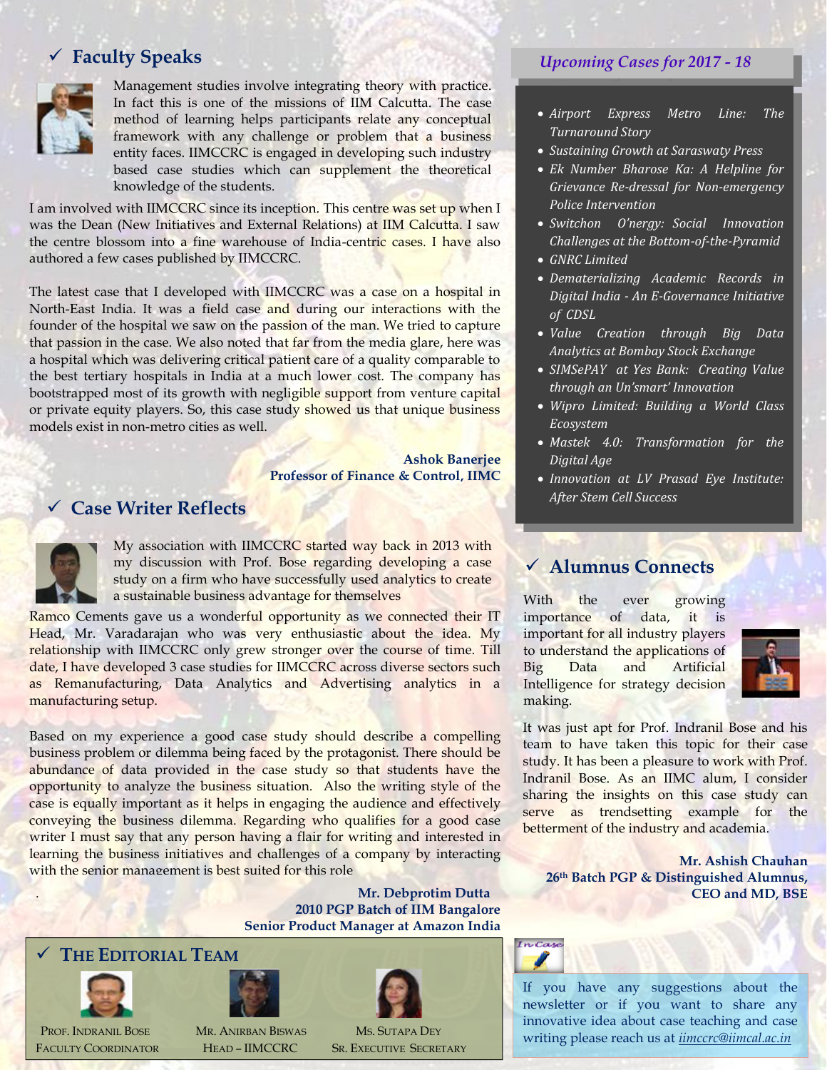## ✓ Faculty Speaks

Management studies involve integrating theory with practice. In fact this is one of the missions of IIM Calcutta. The case method of learning helps participants relate any conceptual framework with any challenge or problem that a business entity faces. IIMCCRC is engaged in developing such industry based case studies which can supplement the theoretical knowledge of the students.

I am involved with IIMCCRC since its inception. This centre was set up when I was the Dean (New Initiatives and External Relations) at IIM Calcutta. I saw the centre blossom into a fine warehouse of India-centric cases. I have also authored a few cases published by IIMCCRC.

The latest case that I developed with IIMCCRC was a case on a hospital in North-East India. It was a field case and during our interactions with the founder of the hospital we saw on the passion of the man. We tried to capture that passion in the case. We also noted that far from the media glare, here was a hospital which was delivering critical patient care of a quality comparable to the best tertiary hospitals in India at a much lower cost. The company has bootstrapped most of its growth with negligible support from venture capital or private equity players. So, this case study showed us that unique business models exist in non-metro cities as well.

**Ashok Banerjee**
**Professor of Finance & Control, IIMC**

## ✓ Case Writer Reflects

My association with IIMCCRC started way back in 2013 with my discussion with Prof. Bose regarding developing a case study on a firm who have successfully used analytics to create a sustainable business advantage for themselves

Ramco Cements gave us a wonderful opportunity as we connected their IT Head, Mr. Varadarajan who was very enthusiastic about the idea. My relationship with IIMCCRC only grew stronger over the course of time. Till date, I have developed 3 case studies for IIMCCRC across diverse sectors such as Remanufacturing, Data Analytics and Advertising analytics in a manufacturing setup.

Based on my experience a good case study should describe a compelling business problem or dilemma being faced by the protagonist. There should be abundance of data provided in the case study so that students have the opportunity to analyze the business situation. Also the writing style of the case is equally important as it helps in engaging the audience and effectively conveying the business dilemma. Regarding who qualifies for a good case writer I must say that any person having a flair for writing and interested in learning the business initiatives and challenges of a company by interacting with the senior management is best suited for this role

**Mr. Debprotim Dutta**
**2010 PGP Batch of IIM Bangalore**
**Senior Product Manager at Amazon India**

## *Upcoming Cases for 2017 - 18*

- *Airport Express Metro Line: The Turnaround Story*
- *Sustaining Growth at Saraswaty Press*
- *Ek Number Bharose Ka: A Helpline for Grievance Re-dressal for Non-emergency Police Intervention*
- *Switchon O'nergy: Social Innovation Challenges at the Bottom-of-the-Pyramid*
- *GNRC Limited*
- *Dematerializing Academic Records in Digital India - An E-Governance Initiative of CDSL*
- *Value Creation through Big Data Analytics at Bombay Stock Exchange*
- *SIMSePAY at Yes Bank: Creating Value through an Un'smart' Innovation*
- *Wipro Limited: Building a World Class Ecosystem*
- *Mastek 4.0: Transformation for the Digital Age*
- *Innovation at LV Prasad Eye Institute: After Stem Cell Success*

## ✓ Alumnus Connects

With the ever growing importance of data, it is important for all industry players to understand the applications of Big Data and Artificial Intelligence for strategy decision making.

It was just apt for Prof. Indranil Bose and his team to have taken this topic for their case study. It has been a pleasure to work with Prof. Indranil Bose. As an IIMC alum, I consider sharing the insights on this case study can serve as trendsetting example for the betterment of the industry and academia.

**Mr. Ashish Chauhan**
**26th Batch PGP & Distinguished Alumnus,**
**CEO and MD, BSE**

## ✓ The Editorial Team

Prof. Indranil Bose
Faculty Coordinator

Mr. Anirban Biswas
Head – IIMCCRC

Ms. Sutapa Dey
Sr. Executive Secretary

If you have any suggestions about the newsletter or if you want to share any innovative idea about case teaching and case writing please reach us at *iimccrc@iimcal.ac.in*